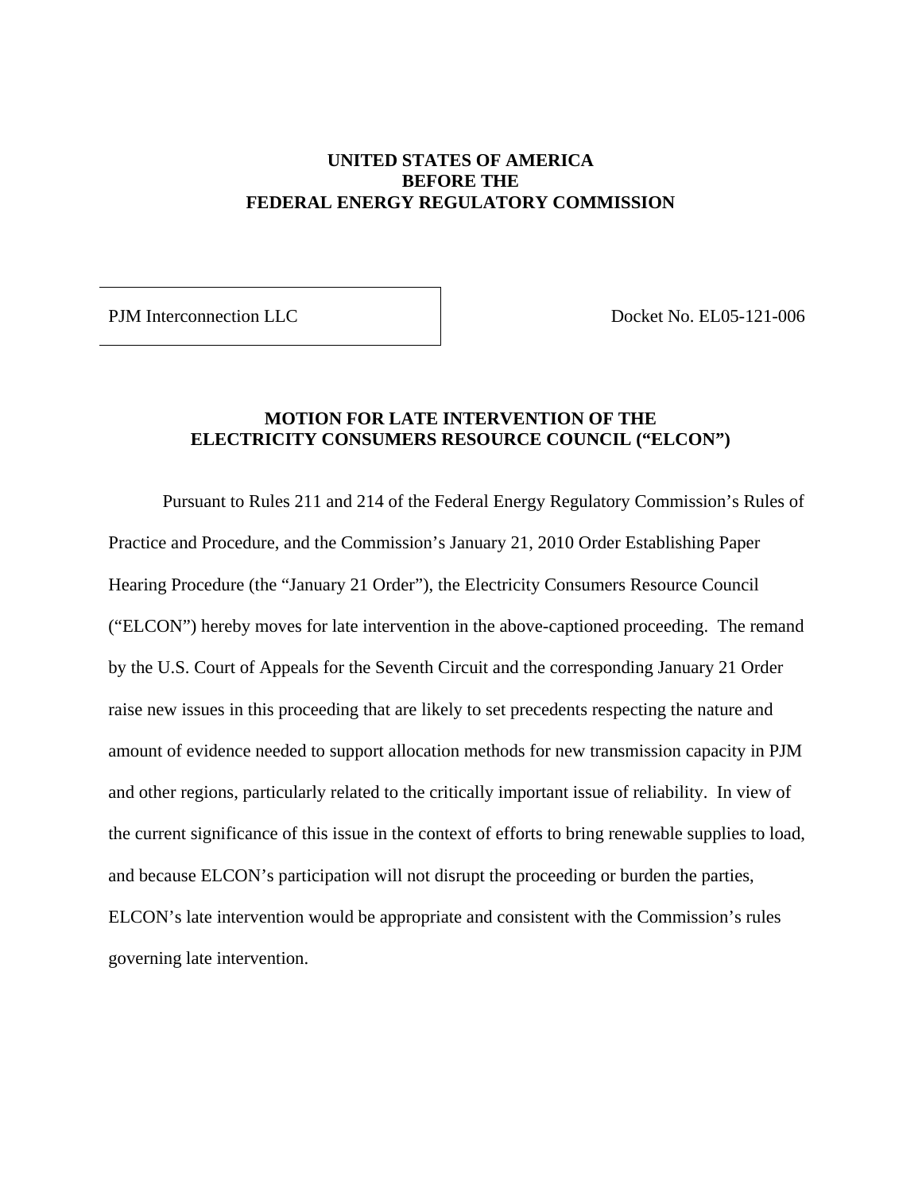**UNITED STATES OF AMERICA**
**BEFORE THE**
**FEDERAL ENERGY REGULATORY COMMISSION**

| PJM Interconnection LLC | Docket No. EL05-121-006 |
|---|---|

## MOTION FOR LATE INTERVENTION OF THE ELECTRICITY CONSUMERS RESOURCE COUNCIL ("ELCON")

Pursuant to Rules 211 and 214 of the Federal Energy Regulatory Commission's Rules of Practice and Procedure, and the Commission's January 21, 2010 Order Establishing Paper Hearing Procedure (the "January 21 Order"), the Electricity Consumers Resource Council ("ELCON") hereby moves for late intervention in the above-captioned proceeding. The remand by the U.S. Court of Appeals for the Seventh Circuit and the corresponding January 21 Order raise new issues in this proceeding that are likely to set precedents respecting the nature and amount of evidence needed to support allocation methods for new transmission capacity in PJM and other regions, particularly related to the critically important issue of reliability. In view of the current significance of this issue in the context of efforts to bring renewable supplies to load, and because ELCON's participation will not disrupt the proceeding or burden the parties, ELCON's late intervention would be appropriate and consistent with the Commission's rules governing late intervention.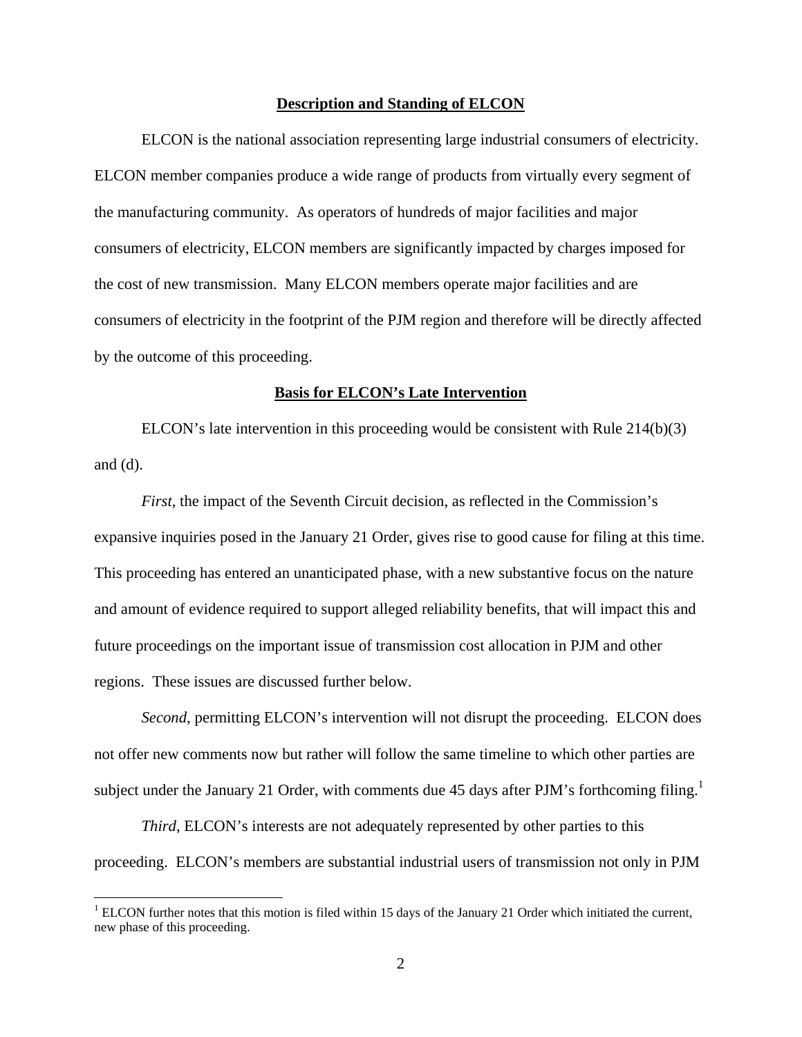## Description and Standing of ELCON

ELCON is the national association representing large industrial consumers of electricity. ELCON member companies produce a wide range of products from virtually every segment of the manufacturing community. As operators of hundreds of major facilities and major consumers of electricity, ELCON members are significantly impacted by charges imposed for the cost of new transmission. Many ELCON members operate major facilities and are consumers of electricity in the footprint of the PJM region and therefore will be directly affected by the outcome of this proceeding.

## Basis for ELCON's Late Intervention

ELCON's late intervention in this proceeding would be consistent with Rule 214(b)(3) and (d).

*First*, the impact of the Seventh Circuit decision, as reflected in the Commission's expansive inquiries posed in the January 21 Order, gives rise to good cause for filing at this time. This proceeding has entered an unanticipated phase, with a new substantive focus on the nature and amount of evidence required to support alleged reliability benefits, that will impact this and future proceedings on the important issue of transmission cost allocation in PJM and other regions. These issues are discussed further below.

*Second*, permitting ELCON's intervention will not disrupt the proceeding. ELCON does not offer new comments now but rather will follow the same timeline to which other parties are subject under the January 21 Order, with comments due 45 days after PJM's forthcoming filing.[1]

*Third*, ELCON's interests are not adequately represented by other parties to this proceeding. ELCON's members are substantial industrial users of transmission not only in PJM

[1] ELCON further notes that this motion is filed within 15 days of the January 21 Order which initiated the current, new phase of this proceeding.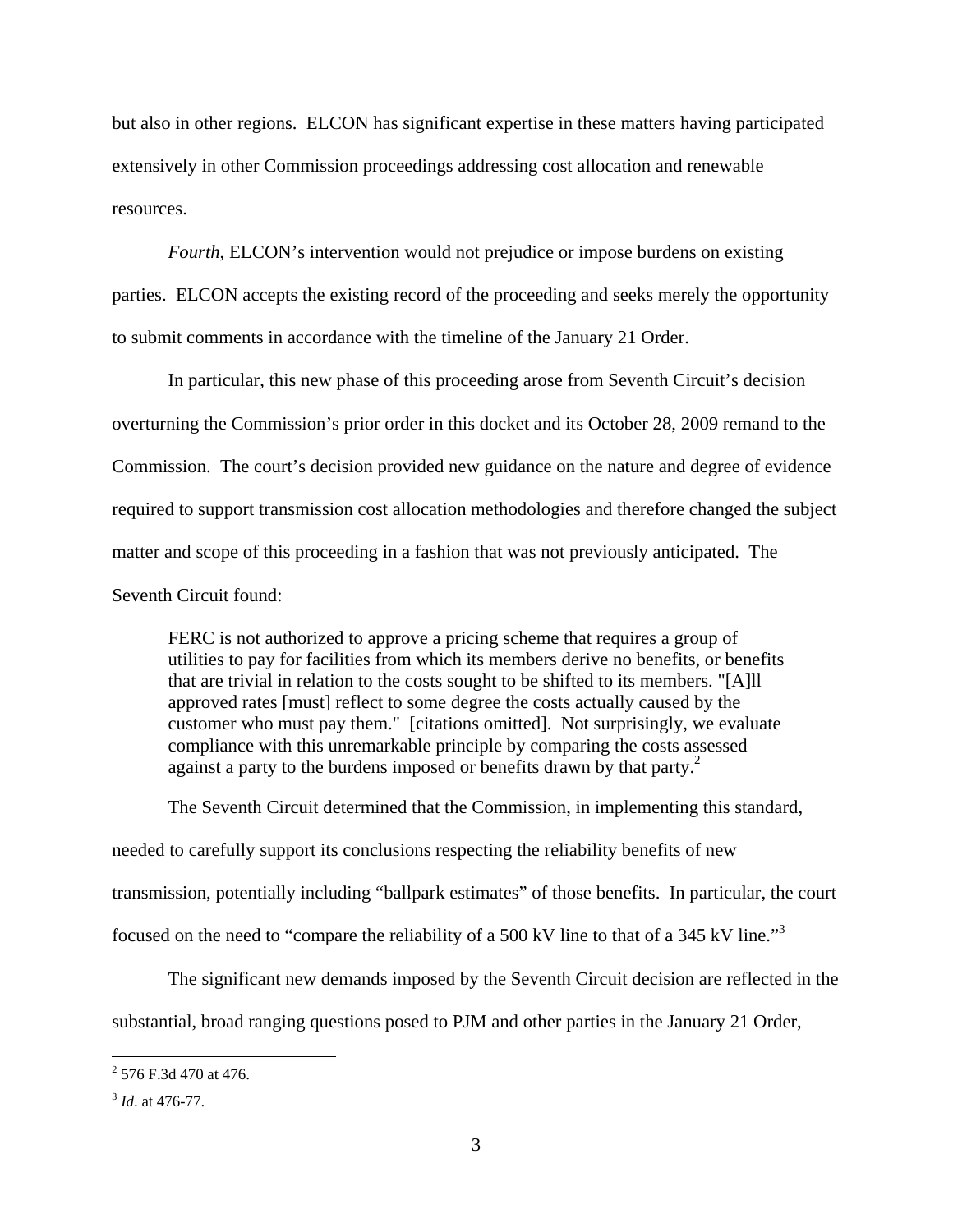but also in other regions. ELCON has significant expertise in these matters having participated extensively in other Commission proceedings addressing cost allocation and renewable resources.

*Fourth*, ELCON's intervention would not prejudice or impose burdens on existing parties. ELCON accepts the existing record of the proceeding and seeks merely the opportunity to submit comments in accordance with the timeline of the January 21 Order.

In particular, this new phase of this proceeding arose from Seventh Circuit's decision overturning the Commission's prior order in this docket and its October 28, 2009 remand to the Commission. The court's decision provided new guidance on the nature and degree of evidence required to support transmission cost allocation methodologies and therefore changed the subject matter and scope of this proceeding in a fashion that was not previously anticipated. The Seventh Circuit found:

> FERC is not authorized to approve a pricing scheme that requires a group of utilities to pay for facilities from which its members derive no benefits, or benefits that are trivial in relation to the costs sought to be shifted to its members. "[A]ll approved rates [must] reflect to some degree the costs actually caused by the customer who must pay them." [citations omitted]. Not surprisingly, we evaluate compliance with this unremarkable principle by comparing the costs assessed against a party to the burdens imposed or benefits drawn by that party.[2]

The Seventh Circuit determined that the Commission, in implementing this standard, needed to carefully support its conclusions respecting the reliability benefits of new transmission, potentially including "ballpark estimates" of those benefits. In particular, the court focused on the need to "compare the reliability of a 500 kV line to that of a 345 kV line."[3]

The significant new demands imposed by the Seventh Circuit decision are reflected in the substantial, broad ranging questions posed to PJM and other parties in the January 21 Order,

---

[2] 576 F.3d 470 at 476.

[3] *Id*. at 476-77.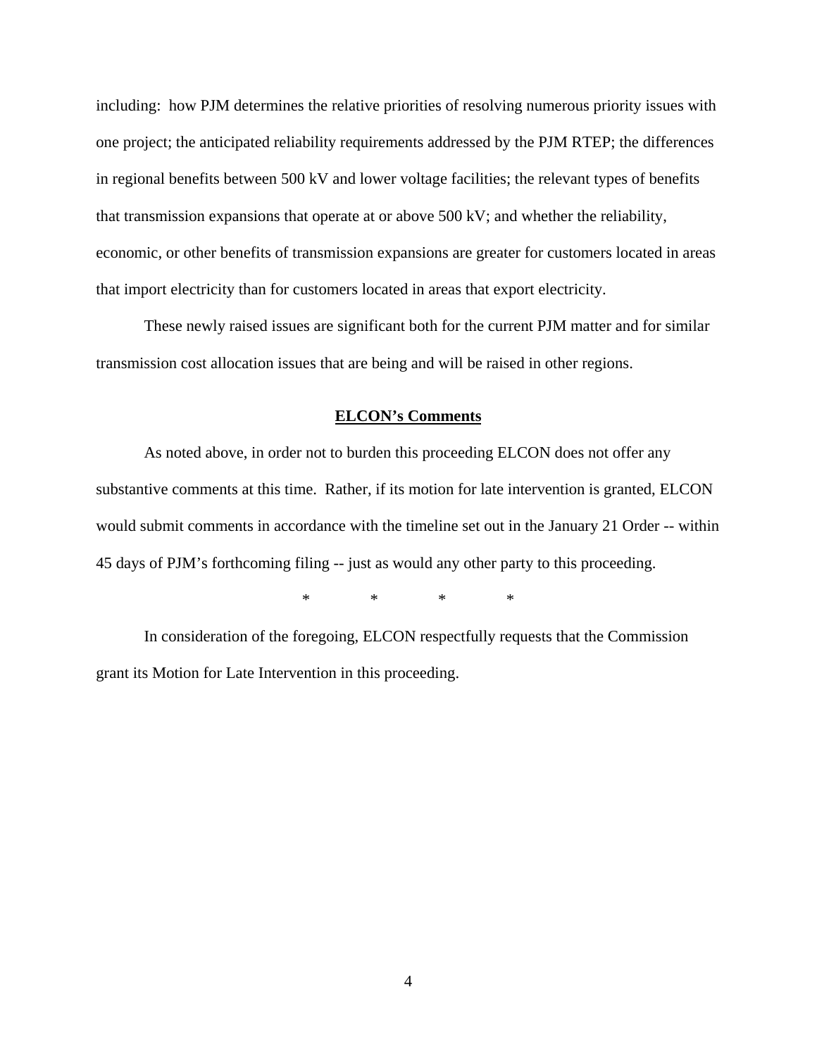including: how PJM determines the relative priorities of resolving numerous priority issues with one project; the anticipated reliability requirements addressed by the PJM RTEP; the differences in regional benefits between 500 kV and lower voltage facilities; the relevant types of benefits that transmission expansions that operate at or above 500 kV; and whether the reliability, economic, or other benefits of transmission expansions are greater for customers located in areas that import electricity than for customers located in areas that export electricity.

These newly raised issues are significant both for the current PJM matter and for similar transmission cost allocation issues that are being and will be raised in other regions.

## ELCON's Comments

As noted above, in order not to burden this proceeding ELCON does not offer any substantive comments at this time. Rather, if its motion for late intervention is granted, ELCON would submit comments in accordance with the timeline set out in the January 21 Order -- within 45 days of PJM's forthcoming filing -- just as would any other party to this proceeding.

\*     \*     \*     \*

In consideration of the foregoing, ELCON respectfully requests that the Commission grant its Motion for Late Intervention in this proceeding.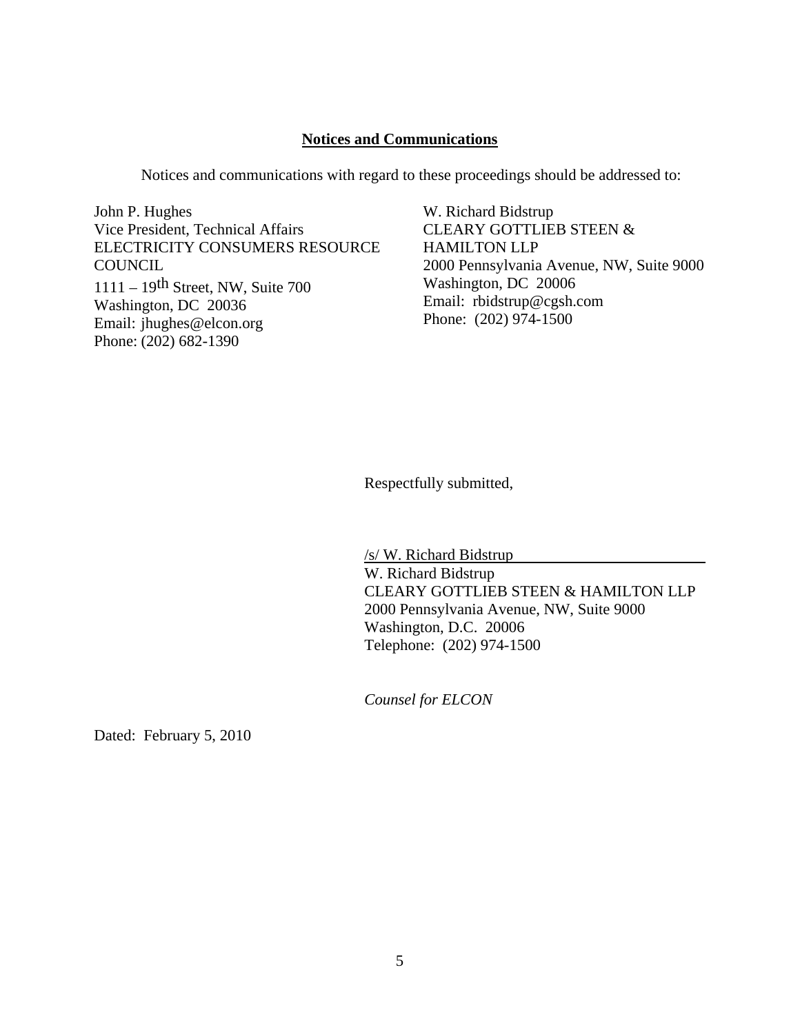**Notices and Communications**

Notices and communications with regard to these proceedings should be addressed to:

John P. Hughes
Vice President, Technical Affairs
ELECTRICITY CONSUMERS RESOURCE COUNCIL
1111 – 19th Street, NW, Suite 700
Washington, DC 20036
Email: jhughes@elcon.org
Phone: (202) 682-1390

W. Richard Bidstrup
CLEARY GOTTLIEB STEEN & HAMILTON LLP
2000 Pennsylvania Avenue, NW, Suite 9000
Washington, DC 20006
Email: rbidstrup@cgsh.com
Phone: (202) 974-1500

Respectfully submitted,

/s/ W. Richard Bidstrup
W. Richard Bidstrup
CLEARY GOTTLIEB STEEN & HAMILTON LLP
2000 Pennsylvania Avenue, NW, Suite 9000
Washington, D.C. 20006
Telephone: (202) 974-1500

*Counsel for ELCON*

Dated: February 5, 2010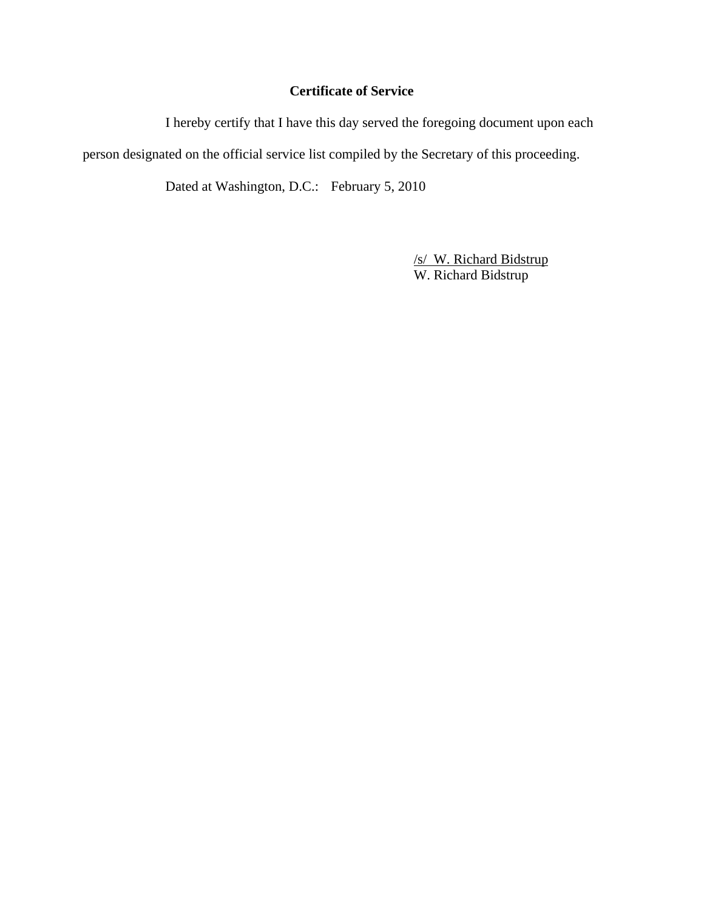## Certificate of Service

I hereby certify that I have this day served the foregoing document upon each person designated on the official service list compiled by the Secretary of this proceeding.

Dated at Washington, D.C.: February 5, 2010

/s/ W. Richard Bidstrup
W. Richard Bidstrup